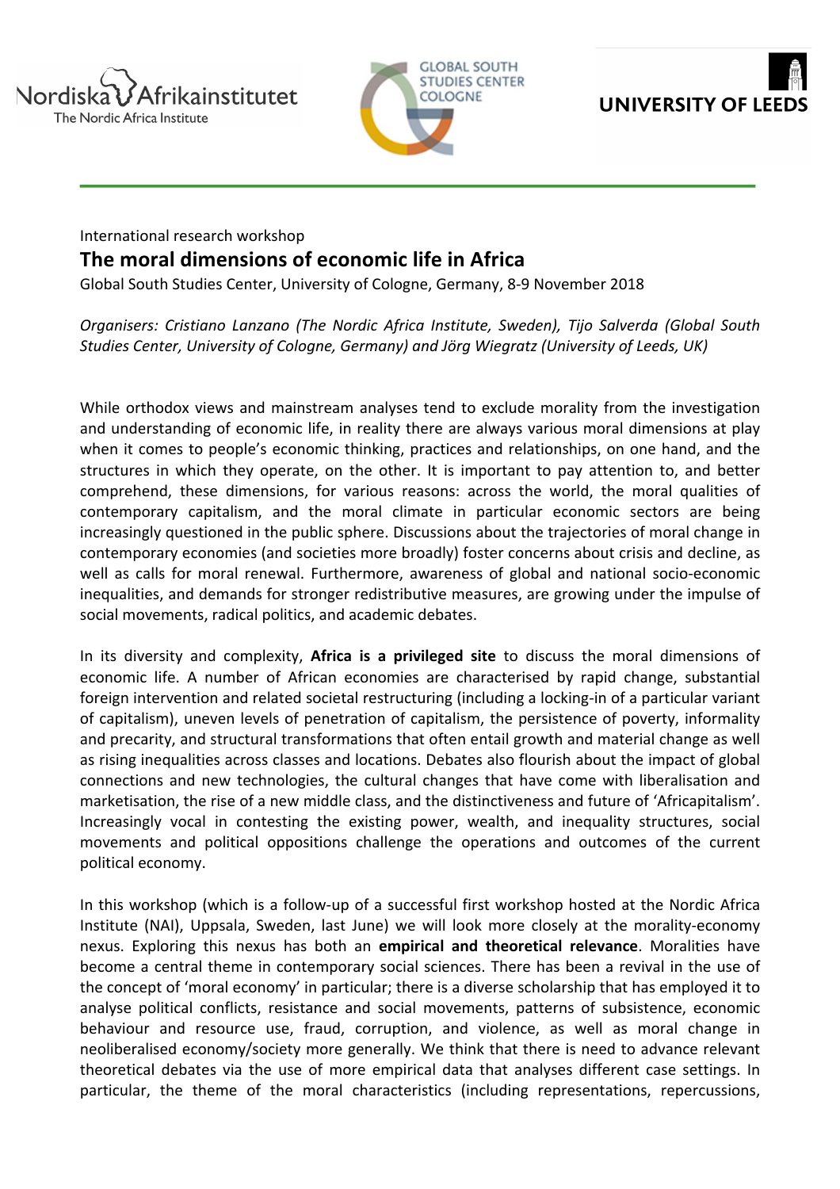Nordiska Afrikainstitutet
The Nordic Africa Institute

GLOBAL SOUTH STUDIES CENTER COLOGNE

UNIVERSITY OF LEEDS

International research workshop

# The moral dimensions of economic life in Africa

Global South Studies Center, University of Cologne, Germany, 8-9 November 2018

*Organisers: Cristiano Lanzano (The Nordic Africa Institute, Sweden), Tijo Salverda (Global South Studies Center, University of Cologne, Germany) and Jörg Wiegratz (University of Leeds, UK)*

While orthodox views and mainstream analyses tend to exclude morality from the investigation and understanding of economic life, in reality there are always various moral dimensions at play when it comes to people's economic thinking, practices and relationships, on one hand, and the structures in which they operate, on the other. It is important to pay attention to, and better comprehend, these dimensions, for various reasons: across the world, the moral qualities of contemporary capitalism, and the moral climate in particular economic sectors are being increasingly questioned in the public sphere. Discussions about the trajectories of moral change in contemporary economies (and societies more broadly) foster concerns about crisis and decline, as well as calls for moral renewal. Furthermore, awareness of global and national socio-economic inequalities, and demands for stronger redistributive measures, are growing under the impulse of social movements, radical politics, and academic debates.

In its diversity and complexity, **Africa is a privileged site** to discuss the moral dimensions of economic life. A number of African economies are characterised by rapid change, substantial foreign intervention and related societal restructuring (including a locking-in of a particular variant of capitalism), uneven levels of penetration of capitalism, the persistence of poverty, informality and precarity, and structural transformations that often entail growth and material change as well as rising inequalities across classes and locations. Debates also flourish about the impact of global connections and new technologies, the cultural changes that have come with liberalisation and marketisation, the rise of a new middle class, and the distinctiveness and future of 'Africapitalism'. Increasingly vocal in contesting the existing power, wealth, and inequality structures, social movements and political oppositions challenge the operations and outcomes of the current political economy.

In this workshop (which is a follow-up of a successful first workshop hosted at the Nordic Africa Institute (NAI), Uppsala, Sweden, last June) we will look more closely at the morality-economy nexus. Exploring this nexus has both an **empirical and theoretical relevance**. Moralities have become a central theme in contemporary social sciences. There has been a revival in the use of the concept of 'moral economy' in particular; there is a diverse scholarship that has employed it to analyse political conflicts, resistance and social movements, patterns of subsistence, economic behaviour and resource use, fraud, corruption, and violence, as well as moral change in neoliberalised economy/society more generally. We think that there is need to advance relevant theoretical debates via the use of more empirical data that analyses different case settings. In particular, the theme of the moral characteristics (including representations, repercussions,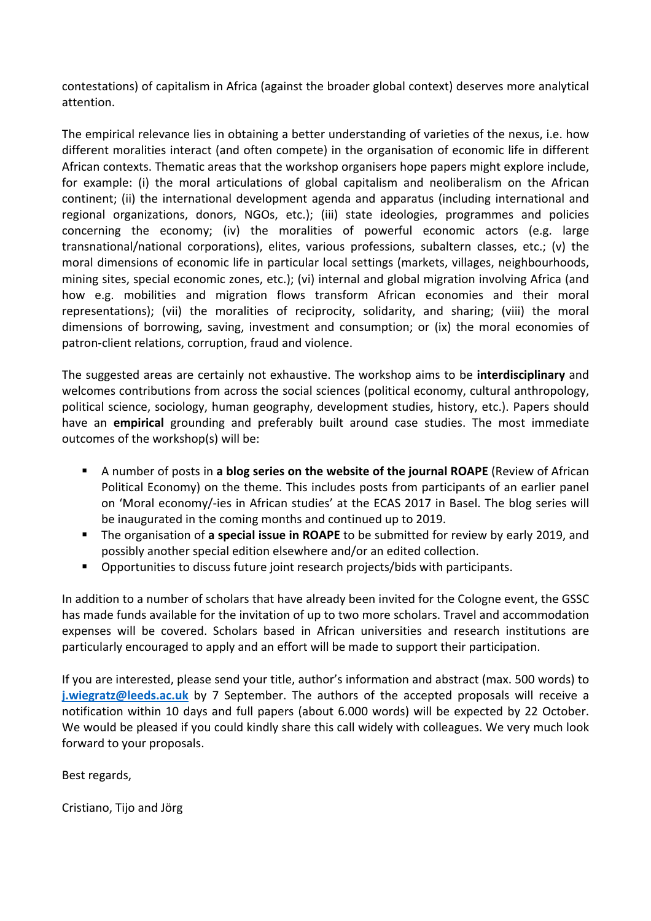contestations) of capitalism in Africa (against the broader global context) deserves more analytical attention.

The empirical relevance lies in obtaining a better understanding of varieties of the nexus, i.e. how different moralities interact (and often compete) in the organisation of economic life in different African contexts. Thematic areas that the workshop organisers hope papers might explore include, for example: (i) the moral articulations of global capitalism and neoliberalism on the African continent; (ii) the international development agenda and apparatus (including international and regional organizations, donors, NGOs, etc.); (iii) state ideologies, programmes and policies concerning the economy; (iv) the moralities of powerful economic actors (e.g. large transnational/national corporations), elites, various professions, subaltern classes, etc.; (v) the moral dimensions of economic life in particular local settings (markets, villages, neighbourhoods, mining sites, special economic zones, etc.); (vi) internal and global migration involving Africa (and how e.g. mobilities and migration flows transform African economies and their moral representations); (vii) the moralities of reciprocity, solidarity, and sharing; (viii) the moral dimensions of borrowing, saving, investment and consumption; or (ix) the moral economies of patron-client relations, corruption, fraud and violence.

The suggested areas are certainly not exhaustive. The workshop aims to be **interdisciplinary** and welcomes contributions from across the social sciences (political economy, cultural anthropology, political science, sociology, human geography, development studies, history, etc.). Papers should have an **empirical** grounding and preferably built around case studies. The most immediate outcomes of the workshop(s) will be:

- A number of posts in **a blog series on the website of the journal ROAPE** (Review of African Political Economy) on the theme. This includes posts from participants of an earlier panel on 'Moral economy/-ies in African studies' at the ECAS 2017 in Basel. The blog series will be inaugurated in the coming months and continued up to 2019.
- The organisation of **a special issue in ROAPE** to be submitted for review by early 2019, and possibly another special edition elsewhere and/or an edited collection.
- Opportunities to discuss future joint research projects/bids with participants.

In addition to a number of scholars that have already been invited for the Cologne event, the GSSC has made funds available for the invitation of up to two more scholars. Travel and accommodation expenses will be covered. Scholars based in African universities and research institutions are particularly encouraged to apply and an effort will be made to support their participation.

If you are interested, please send your title, author's information and abstract (max. 500 words) to **j.wiegratz@leeds.ac.uk** by 7 September. The authors of the accepted proposals will receive a notification within 10 days and full papers (about 6.000 words) will be expected by 22 October. We would be pleased if you could kindly share this call widely with colleagues. We very much look forward to your proposals.

Best regards,

Cristiano, Tijo and Jörg